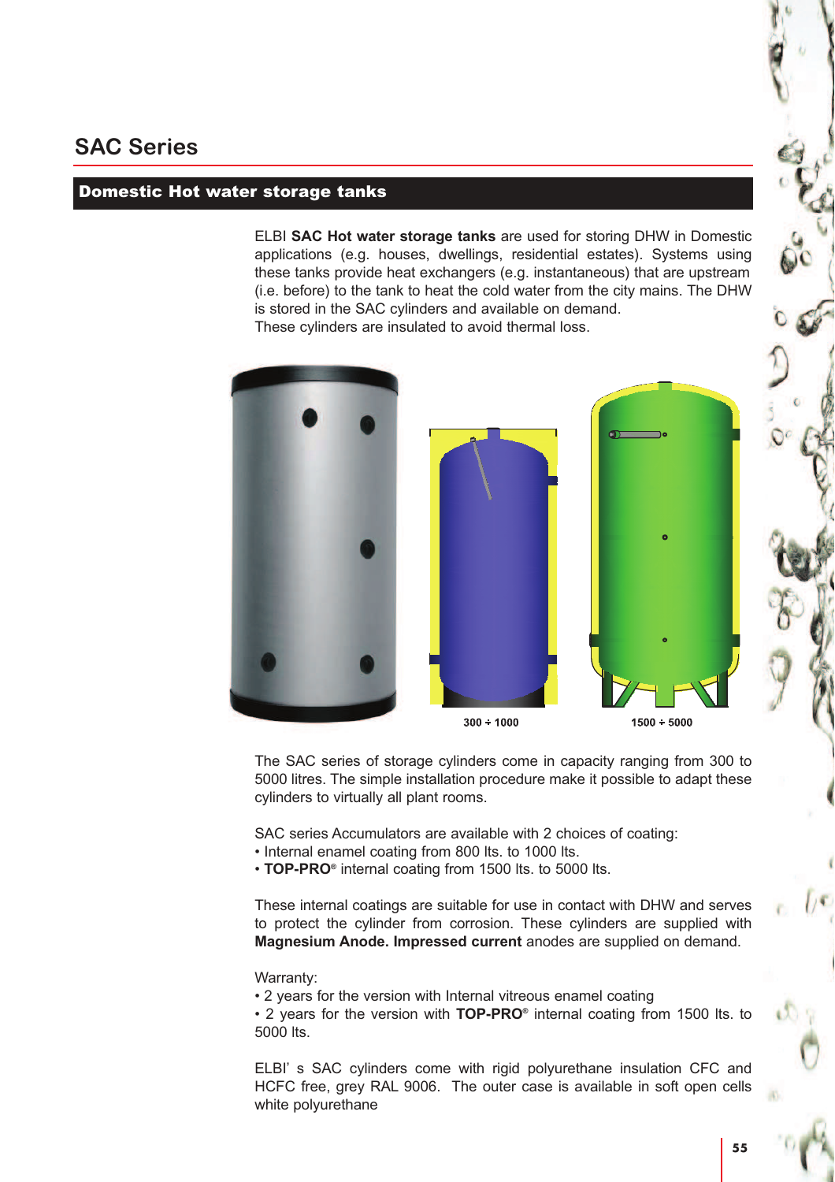# SAC Series

## Domestic Hot water storage tanks

ELBI **SAC Hot water storage tanks** are used for storing DHW in Domestic applications (e.g. houses, dwellings, residential estates). Systems using these tanks provide heat exchangers (e.g. instantaneous) that are upstream (i.e. before) to the tank to heat the cold water from the city mains. The DHW is stored in the SAC cylinders and available on demand.
These cylinders are insulated to avoid thermal loss.

300 ÷ 1000

1500 ÷ 5000

The SAC series of storage cylinders come in capacity ranging from 300 to 5000 litres. The simple installation procedure make it possible to adapt these cylinders to virtually all plant rooms.

SAC series Accumulators are available with 2 choices of coating:

- Internal enamel coating from 800 lts. to 1000 lts.
- **TOP-PRO**® internal coating from 1500 lts. to 5000 lts.

These internal coatings are suitable for use in contact with DHW and serves to protect the cylinder from corrosion. These cylinders are supplied with **Magnesium Anode. Impressed current** anodes are supplied on demand.

Warranty:

- 2 years for the version with Internal vitreous enamel coating
- 2 years for the version with **TOP-PRO**® internal coating from 1500 lts. to 5000 lts.

ELBI' s SAC cylinders come with rigid polyurethane insulation CFC and HCFC free, grey RAL 9006. The outer case is available in soft open cells white polyurethane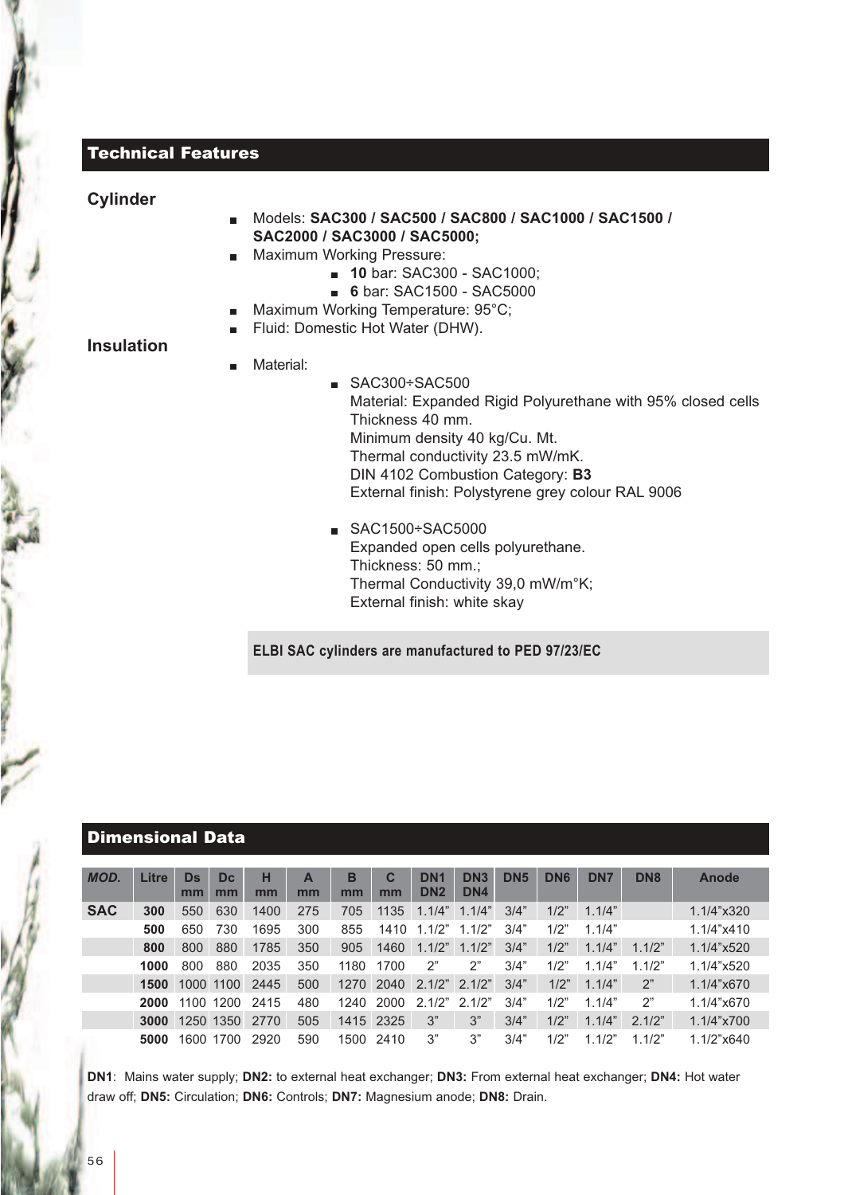## Technical Features

### Cylinder

- Models: **SAC300 / SAC500 / SAC800 / SAC1000 / SAC1500 / SAC2000 / SAC3000 / SAC5000;**
- Maximum Working Pressure:
  - **10** bar: SAC300 - SAC1000;
  - **6** bar: SAC1500 - SAC5000
- Maximum Working Temperature: 95°C;
- Fluid: Domestic Hot Water (DHW).

### Insulation

- Material:
  - SAC300÷SAC500
    Material: Expanded Rigid Polyurethane with 95% closed cells
    Thickness 40 mm.
    Minimum density 40 kg/Cu. Mt.
    Thermal conductivity 23.5 mW/mK.
    DIN 4102 Combustion Category: **B3**
    External finish: Polystyrene grey colour RAL 9006
  - SAC1500÷SAC5000
    Expanded open cells polyurethane.
    Thickness: 50 mm.;
    Thermal Conductivity 39,0 mW/m°K;
    External finish: white skay

**ELBI SAC cylinders are manufactured to PED 97/23/EC**

## Dimensional Data

| *MOD.* | Litre | Ds mm | Dc mm | H mm | A mm | B mm | C mm | DN1 DN2 | DN3 DN4 | DN5 | DN6 | DN7 | DN8 | Anode |
|---|---|---|---|---|---|---|---|---|---|---|---|---|---|---|
| **SAC** | **300** | 550 | 630 | 1400 | 275 | 705 | 1135 | 1.1/4" | 1.1/4" | 3/4" | 1/2" | 1.1/4" | | 1.1/4"x320 |
| | **500** | 650 | 730 | 1695 | 300 | 855 | 1410 | 1.1/2" | 1.1/2" | 3/4" | 1/2" | 1.1/4" | | 1.1/4"x410 |
| | **800** | 800 | 880 | 1785 | 350 | 905 | 1460 | 1.1/2" | 1.1/2" | 3/4" | 1/2" | 1.1/4" | 1.1/2" | 1.1/4"x520 |
| | **1000** | 800 | 880 | 2035 | 350 | 1180 | 1700 | 2" | 2" | 3/4" | 1/2" | 1.1/4" | 1.1/2" | 1.1/4"x520 |
| | **1500** | 1000 | 1100 | 2445 | 500 | 1270 | 2040 | 2.1/2" | 2.1/2" | 3/4" | 1/2" | 1.1/4" | 2" | 1.1/4"x670 |
| | **2000** | 1100 | 1200 | 2415 | 480 | 1240 | 2000 | 2.1/2" | 2.1/2" | 3/4" | 1/2" | 1.1/4" | 2" | 1.1/4"x670 |
| | **3000** | 1250 | 1350 | 2770 | 505 | 1415 | 2325 | 3" | 3" | 3/4" | 1/2" | 1.1/4" | 2.1/2" | 1.1/4"x700 |
| | **5000** | 1600 | 1700 | 2920 | 590 | 1500 | 2410 | 3" | 3" | 3/4" | 1/2" | 1.1/2" | 1.1/2" | 1.1/2"x640 |

**DN1**: Mains water supply; **DN2:** to external heat exchanger; **DN3:** From external heat exchanger; **DN4:** Hot water draw off; **DN5:** Circulation; **DN6:** Controls; **DN7:** Magnesium anode; **DN8:** Drain.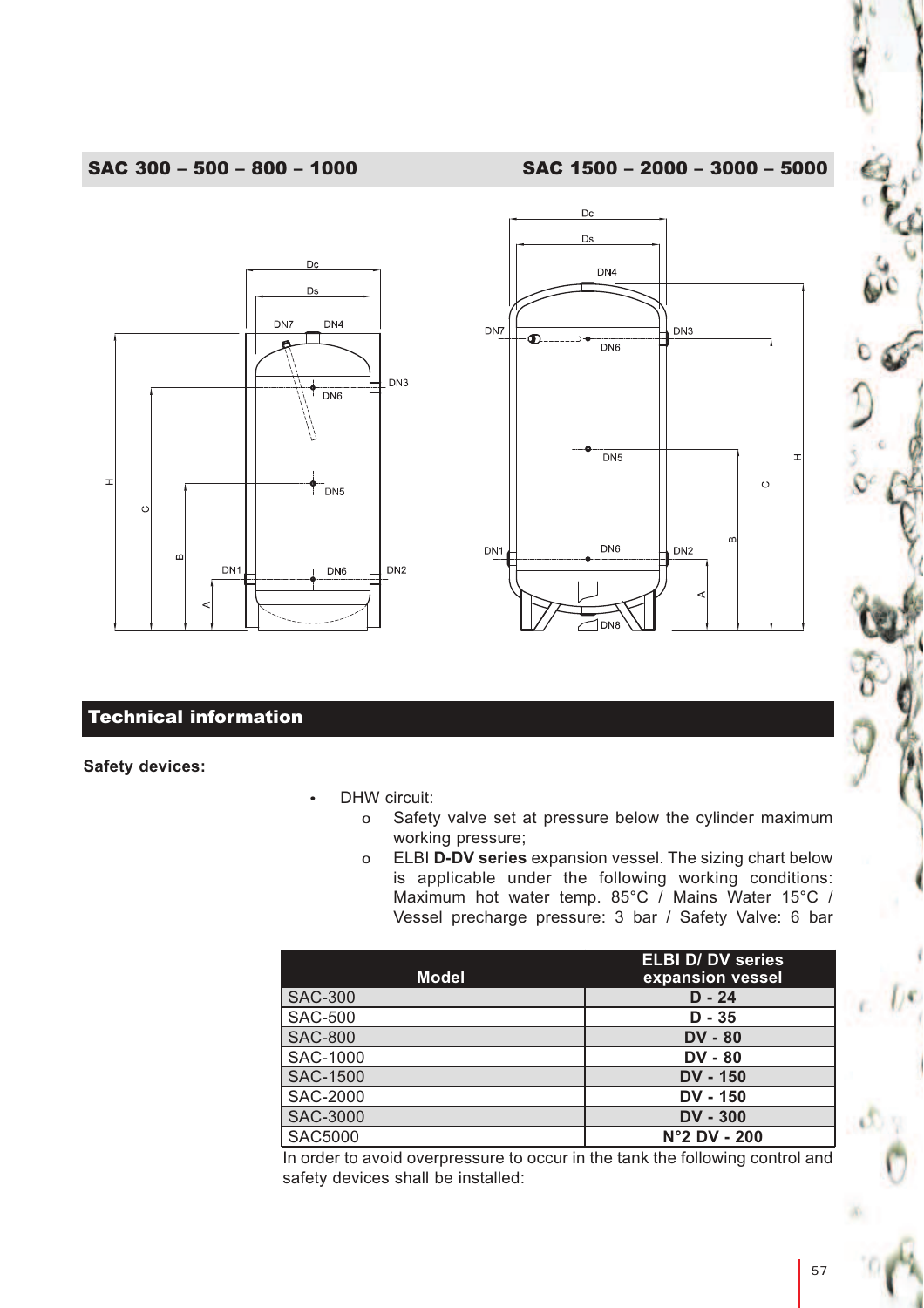## SAC 300 – 500 – 800 – 1000

## SAC 1500 – 2000 – 3000 – 5000

## Technical information

**Safety devices:**

- DHW circuit:
  - Safety valve set at pressure below the cylinder maximum working pressure;
  - ELBI **D-DV series** expansion vessel. The sizing chart below is applicable under the following working conditions: Maximum hot water temp. 85°C / Mains Water 15°C / Vessel precharge pressure: 3 bar / Safety Valve: 6 bar

| Model | ELBI D/ DV series expansion vessel |
|---|---|
| SAC-300 | **D - 24** |
| SAC-500 | **D - 35** |
| SAC-800 | **DV - 80** |
| SAC-1000 | **DV - 80** |
| SAC-1500 | **DV - 150** |
| SAC-2000 | **DV - 150** |
| SAC-3000 | **DV - 300** |
| SAC5000 | **N°2 DV - 200** |

In order to avoid overpressure to occur in the tank the following control and safety devices shall be installed: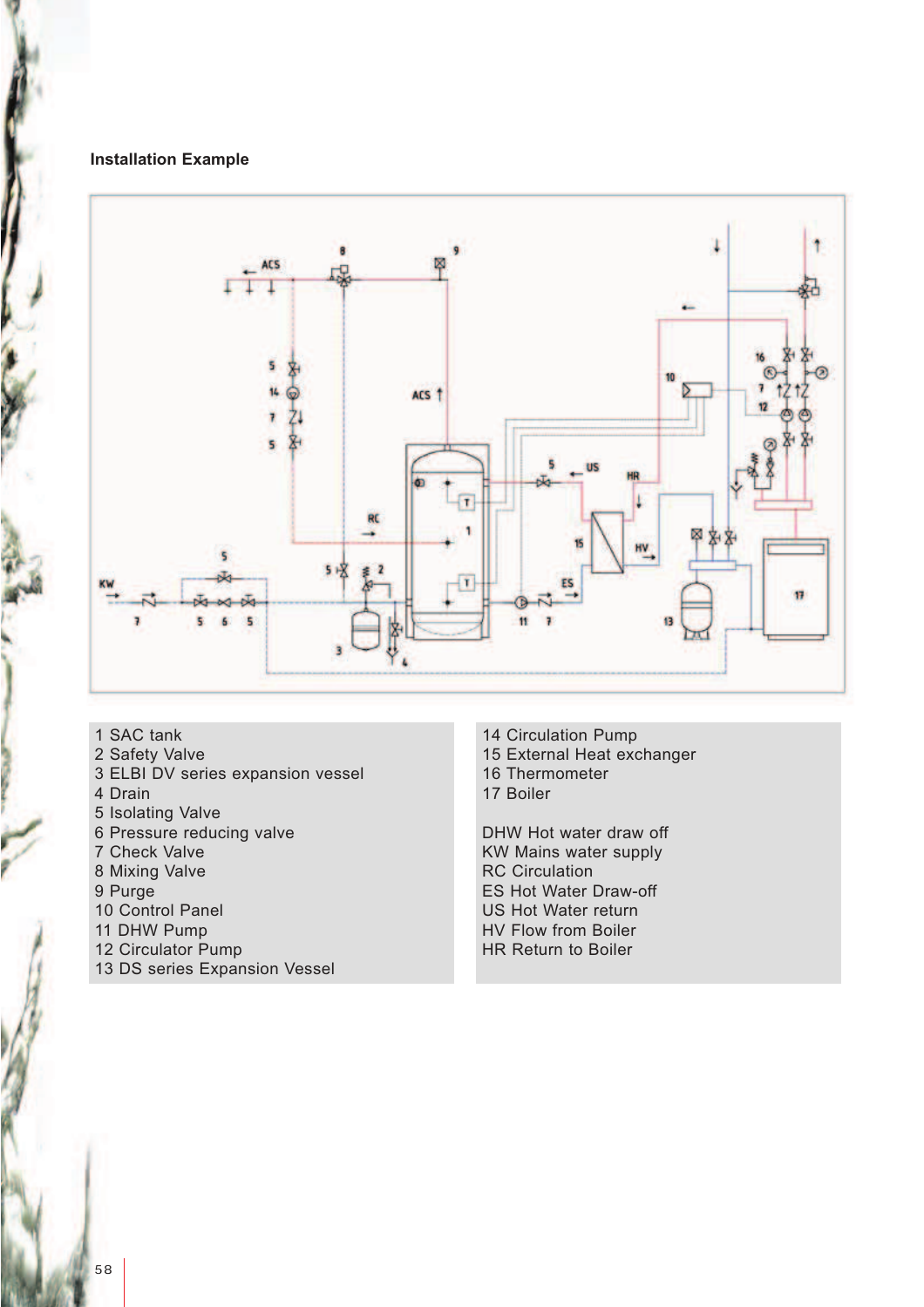**Installation Example**

ACS
8
9
5
14
7
5
ACS
RC
1
10
16
7
12
5
US
HR
15
HV
ES
KW
7
5
5
6
5
5
2
3
4
11
7
13
17

1 SAC tank
2 Safety Valve
3 ELBI DV series expansion vessel
4 Drain
5 Isolating Valve
6 Pressure reducing valve
7 Check Valve
8 Mixing Valve
9 Purge
10 Control Panel
11 DHW Pump
12 Circulator Pump
13 DS series Expansion Vessel

14 Circulation Pump
15 External Heat exchanger
16 Thermometer
17 Boiler

DHW Hot water draw off
KW Mains water supply
RC Circulation
ES Hot Water Draw-off
US Hot Water return
HV Flow from Boiler
HR Return to Boiler